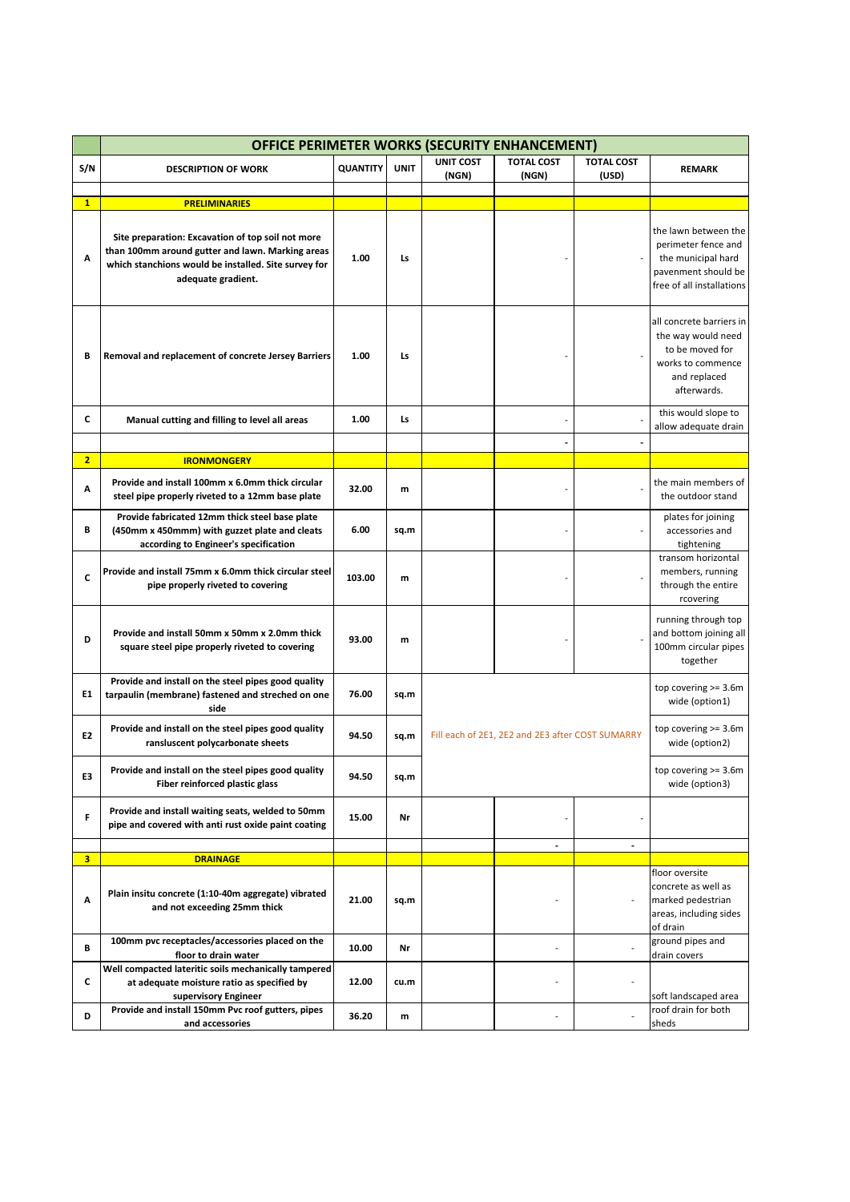| | OFFICE PERIMETER WORKS (SECURITY ENHANCEMENT) | | | | | | |
|---|---|---|---|---|---|---|---|
| S/N | DESCRIPTION OF WORK | QUANTITY | UNIT | UNIT COST (NGN) | TOTAL COST (NGN) | TOTAL COST (USD) | REMARK |
| | | | | | | | |
| **1** | **PRELIMINARIES** | | | | | | |
| A | Site preparation: Excavation of top soil not more than 100mm around gutter and lawn. Marking areas which stanchions would be installed. Site survey for adequate gradient. | 1.00 | Ls | | - | - | the lawn between the perimeter fence and the municipal hard pavenment should be free of all installations |
| B | Removal and replacement of concrete Jersey Barriers | 1.00 | Ls | | - | - | all concrete barriers in the way would need to be moved for works to commence and replaced afterwards. |
| C | Manual cutting and filling to level all areas | 1.00 | Ls | | - | - | this would slope to allow adequate drain |
| | | | | | - | - | |
| **2** | **IRONMONGERY** | | | | | | |
| A | Provide and install 100mm x 6.0mm thick circular steel pipe properly riveted to a 12mm base plate | 32.00 | m | | - | - | the main members of the outdoor stand |
| B | Provide fabricated 12mm thick steel base plate (450mm x 450mmm) with guzzet plate and cleats according to Engineer's specification | 6.00 | sq.m | | - | - | plates for joining accessories and tightening |
| C | Provide and install 75mm x 6.0mm thick circular steel pipe properly riveted to covering | 103.00 | m | | - | - | transom horizontal members, running through the entire rcovering |
| D | Provide and install 50mm x 50mm x 2.0mm thick square steel pipe properly riveted to covering | 93.00 | m | | - | - | running through top and bottom joining all 100mm circular pipes together |
| E1 | Provide and install on the steel pipes good quality tarpaulin (membrane) fastened and streched on one side | 76.00 | sq.m | Fill each of 2E1, 2E2 and 2E3 after COST SUMARRY | | | top covering >= 3.6m wide (option1) |
| E2 | Provide and install on the steel pipes good quality ransluscent polycarbonate sheets | 94.50 | sq.m | | | | top covering >= 3.6m wide (option2) |
| E3 | Provide and install on the steel pipes good quality Fiber reinforced plastic glass | 94.50 | sq.m | | | | top covering >= 3.6m wide (option3) |
| F | Provide and install waiting seats, welded to 50mm pipe and covered with anti rust oxide paint coating | 15.00 | Nr | | - | - | |
| | | | | | - | - | |
| **3** | **DRAINAGE** | | | | | | |
| A | Plain insitu concrete (1:10-40m aggregate) vibrated and not exceeding 25mm thick | 21.00 | sq.m | | - | - | floor oversite concrete as well as marked pedestrian areas, including sides of drain |
| B | 100mm pvc receptacles/accessories placed on the floor to drain water | 10.00 | Nr | | - | - | ground pipes and drain covers |
| C | Well compacted lateritic soils mechanically tampered at adequate moisture ratio as specified by supervisory Engineer | 12.00 | cu.m | | - | - | soft landscaped area |
| D | Provide and install 150mm Pvc roof gutters, pipes and accessories | 36.20 | m | | - | - | roof drain for both sheds |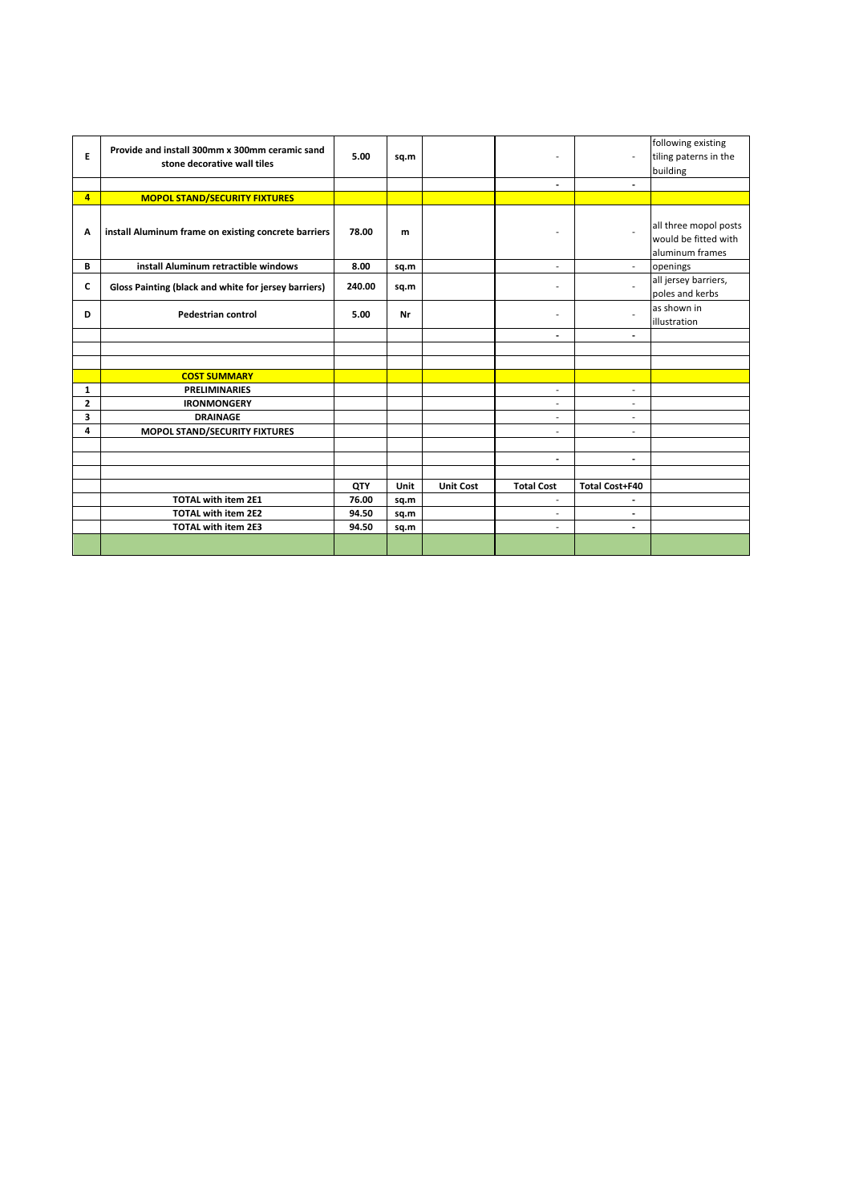| | | | | | | | |
|---|---|---|---|---|---|---|---|
| E | Provide and install 300mm x 300mm ceramic sand stone decorative wall tiles | 5.00 | sq.m | | - | - | following existing tiling paterns in the building |
| | | | | | - | - | |
| 4 | MOPOL STAND/SECURITY FIXTURES | | | | | | |
| A | install Aluminum frame on existing concrete barriers | 78.00 | m | | - | - | all three mopol posts would be fitted with aluminum frames |
| B | install Aluminum retractible windows | 8.00 | sq.m | | - | - | openings |
| C | Gloss Painting (black and white for jersey barriers) | 240.00 | sq.m | | - | - | all jersey barriers, poles and kerbs |
| D | Pedestrian control | 5.00 | Nr | | - | - | as shown in illustration |
| | | | | | - | - | |
| | | | | | | | |
| | | | | | | | |
| | COST SUMMARY | | | | | | |
| 1 | PRELIMINARIES | | | | - | - | |
| 2 | IRONMONGERY | | | | - | - | |
| 3 | DRAINAGE | | | | - | - | |
| 4 | MOPOL STAND/SECURITY FIXTURES | | | | - | - | |
| | | | | | | | |
| | | | | | - | - | |
| | | | | | | | |
| | | QTY | Unit | Unit Cost | Total Cost | Total Cost+F40 | |
| | TOTAL with item 2E1 | 76.00 | sq.m | | - | - | |
| | TOTAL with item 2E2 | 94.50 | sq.m | | - | - | |
| | TOTAL with item 2E3 | 94.50 | sq.m | | - | - | |
| | | | | | | | |